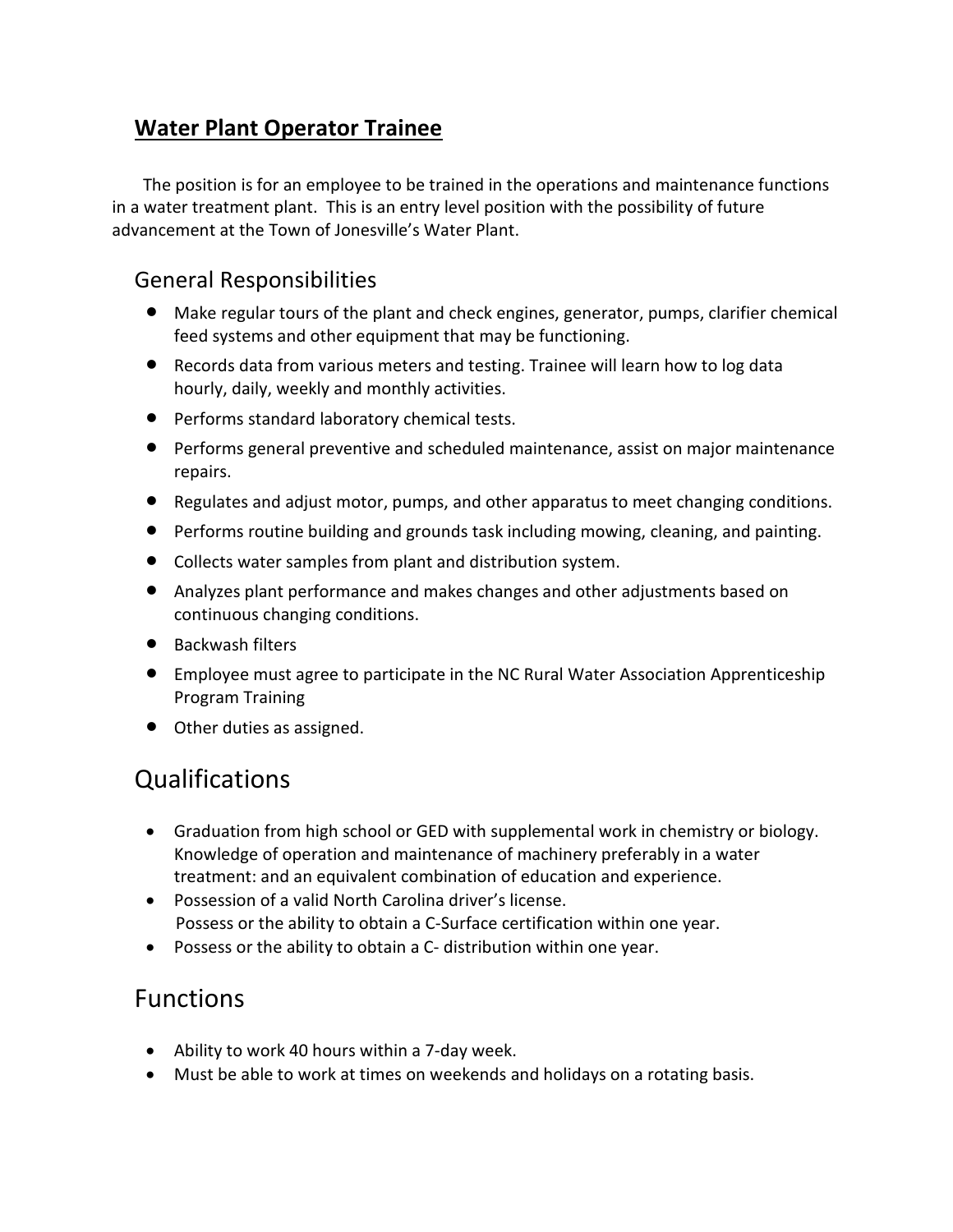# Water Plant Operator Trainee

The position is for an employee to be trained in the operations and maintenance functions in a water treatment plant. This is an entry level position with the possibility of future advancement at the Town of Jonesville's Water Plant.

## General Responsibilities

- Make regular tours of the plant and check engines, generator, pumps, clarifier chemical feed systems and other equipment that may be functioning.
- Records data from various meters and testing. Trainee will learn how to log data hourly, daily, weekly and monthly activities.
- Performs standard laboratory chemical tests.
- Performs general preventive and scheduled maintenance, assist on major maintenance repairs.
- Regulates and adjust motor, pumps, and other apparatus to meet changing conditions.
- Performs routine building and grounds task including mowing, cleaning, and painting.
- Collects water samples from plant and distribution system.
- Analyzes plant performance and makes changes and other adjustments based on continuous changing conditions.
- Backwash filters
- Employee must agree to participate in the NC Rural Water Association Apprenticeship Program Training
- Other duties as assigned.

## Qualifications

- Graduation from high school or GED with supplemental work in chemistry or biology. Knowledge of operation and maintenance of machinery preferably in a water treatment: and an equivalent combination of education and experience.
- Possession of a valid North Carolina driver's license.
  Possess or the ability to obtain a C-Surface certification within one year.
- Possess or the ability to obtain a C- distribution within one year.

## Functions

- Ability to work 40 hours within a 7-day week.
- Must be able to work at times on weekends and holidays on a rotating basis.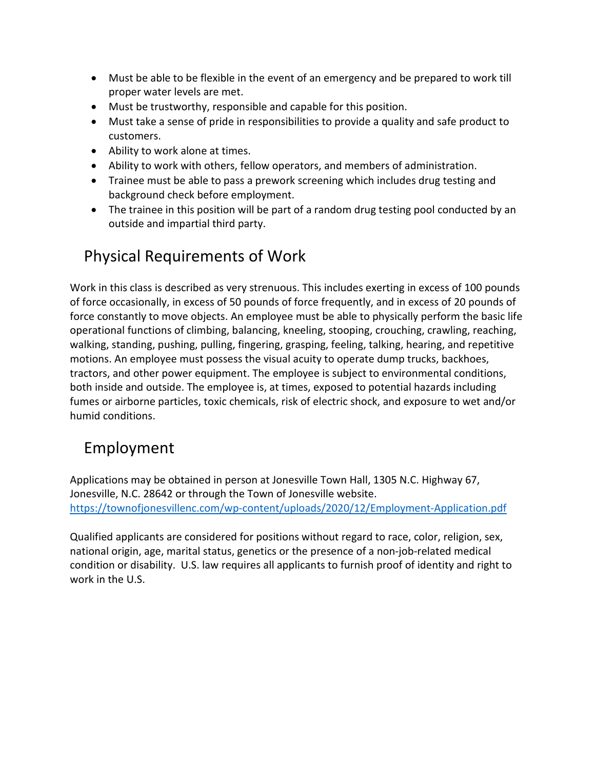- Must be able to be flexible in the event of an emergency and be prepared to work till proper water levels are met.
- Must be trustworthy, responsible and capable for this position.
- Must take a sense of pride in responsibilities to provide a quality and safe product to customers.
- Ability to work alone at times.
- Ability to work with others, fellow operators, and members of administration.
- Trainee must be able to pass a prework screening which includes drug testing and background check before employment.
- The trainee in this position will be part of a random drug testing pool conducted by an outside and impartial third party.

## Physical Requirements of Work

Work in this class is described as very strenuous. This includes exerting in excess of 100 pounds of force occasionally, in excess of 50 pounds of force frequently, and in excess of 20 pounds of force constantly to move objects. An employee must be able to physically perform the basic life operational functions of climbing, balancing, kneeling, stooping, crouching, crawling, reaching, walking, standing, pushing, pulling, fingering, grasping, feeling, talking, hearing, and repetitive motions. An employee must possess the visual acuity to operate dump trucks, backhoes, tractors, and other power equipment. The employee is subject to environmental conditions, both inside and outside. The employee is, at times, exposed to potential hazards including fumes or airborne particles, toxic chemicals, risk of electric shock, and exposure to wet and/or humid conditions.

## Employment

Applications may be obtained in person at Jonesville Town Hall, 1305 N.C. Highway 67, Jonesville, N.C. 28642 or through the Town of Jonesville website. https://townofjonesvillenc.com/wp-content/uploads/2020/12/Employment-Application.pdf

Qualified applicants are considered for positions without regard to race, color, religion, sex, national origin, age, marital status, genetics or the presence of a non-job-related medical condition or disability. U.S. law requires all applicants to furnish proof of identity and right to work in the U.S.